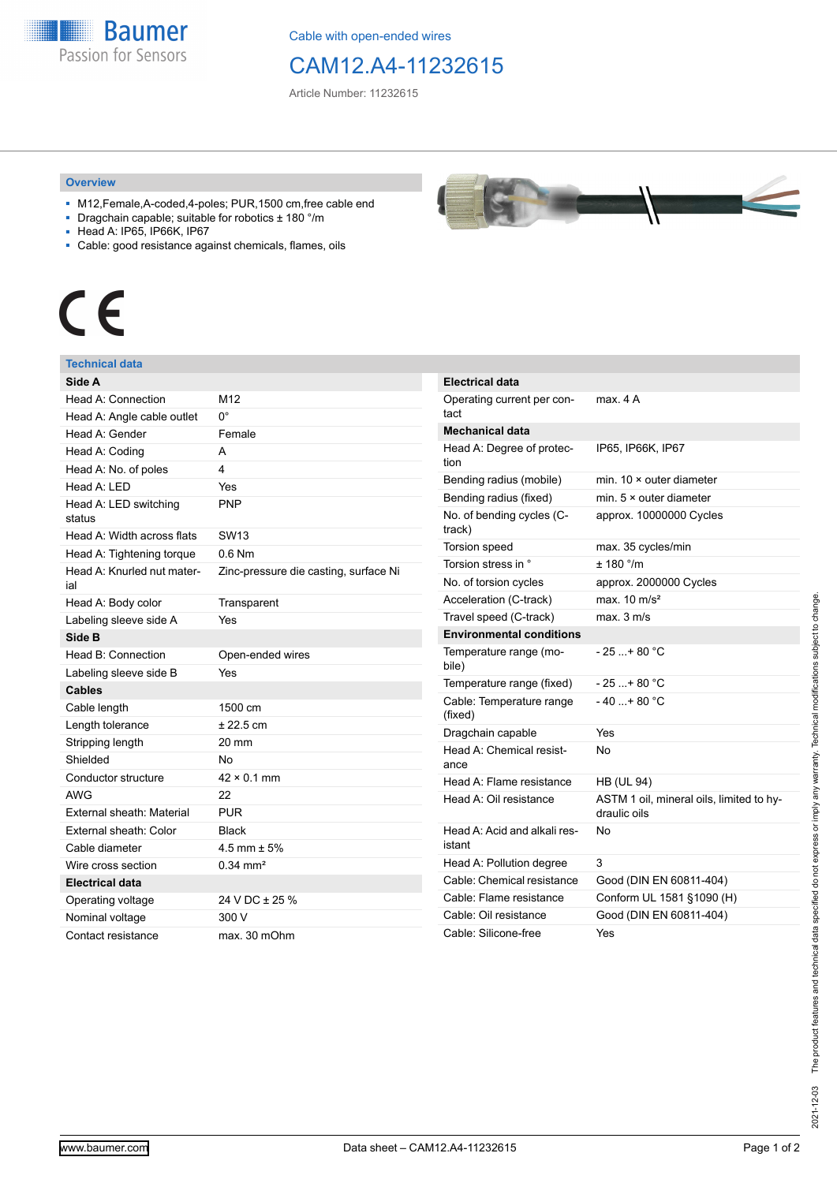Baumer
Passion for Sensors

Cable with open-ended wires

# CAM12.A4-11232615

Article Number: 11232615

## Overview

- M12,Female,A-coded,4-poles; PUR,1500 cm,free cable end
- Dragchain capable; suitable for robotics ± 180 °/m
- Head A: IP65, IP66K, IP67
- Cable: good resistance against chemicals, flames, oils

CE

## Technical data

| **Side A** | |
|---|---|
| Head A: Connection | M12 |
| Head A: Angle cable outlet | 0° |
| Head A: Gender | Female |
| Head A: Coding | A |
| Head A: No. of poles | 4 |
| Head A: LED | Yes |
| Head A: LED switching status | PNP |
| Head A: Width across flats | SW13 |
| Head A: Tightening torque | 0.6 Nm |
| Head A: Knurled nut material | Zinc-pressure die casting, surface Ni |
| Head A: Body color | Transparent |
| Labeling sleeve side A | Yes |
| **Side B** | |
| Head B: Connection | Open-ended wires |
| Labeling sleeve side B | Yes |
| **Cables** | |
| Cable length | 1500 cm |
| Length tolerance | ± 22.5 cm |
| Stripping length | 20 mm |
| Shielded | No |
| Conductor structure | 42 × 0.1 mm |
| AWG | 22 |
| External sheath: Material | PUR |
| External sheath: Color | Black |
| Cable diameter | 4.5 mm ± 5% |
| Wire cross section | 0.34 mm² |
| **Electrical data** | |
| Operating voltage | 24 V DC ± 25 % |
| Nominal voltage | 300 V |
| Contact resistance | max. 30 mOhm |

| **Electrical data** | |
|---|---|
| Operating current per contact | max. 4 A |
| **Mechanical data** | |
| Head A: Degree of protection | IP65, IP66K, IP67 |
| Bending radius (mobile) | min. 10 × outer diameter |
| Bending radius (fixed) | min. 5 × outer diameter |
| No. of bending cycles (C-track) | approx. 10000000 Cycles |
| Torsion speed | max. 35 cycles/min |
| Torsion stress in ° | ± 180 °/m |
| No. of torsion cycles | approx. 2000000 Cycles |
| Acceleration (C-track) | max. 10 m/s² |
| Travel speed (C-track) | max. 3 m/s |
| **Environmental conditions** | |
| Temperature range (mobile) | - 25 ...+ 80 °C |
| Temperature range (fixed) | - 25 ...+ 80 °C |
| Cable: Temperature range (fixed) | - 40 ...+ 80 °C |
| Dragchain capable | Yes |
| Head A: Chemical resistance | No |
| Head A: Flame resistance | HB (UL 94) |
| Head A: Oil resistance | ASTM 1 oil, mineral oils, limited to hydraulic oils |
| Head A: Acid and alkali resistant | No |
| Head A: Pollution degree | 3 |
| Cable: Chemical resistance | Good (DIN EN 60811-404) |
| Cable: Flame resistance | Conform UL 1581 §1090 (H) |
| Cable: Oil resistance | Good (DIN EN 60811-404) |
| Cable: Silicone-free | Yes |

2021-12-03 The product features and technical data specified do not express or imply any warranty. Technical modifications subject to change.

www.baumer.com — Data sheet – CAM12.A4-11232615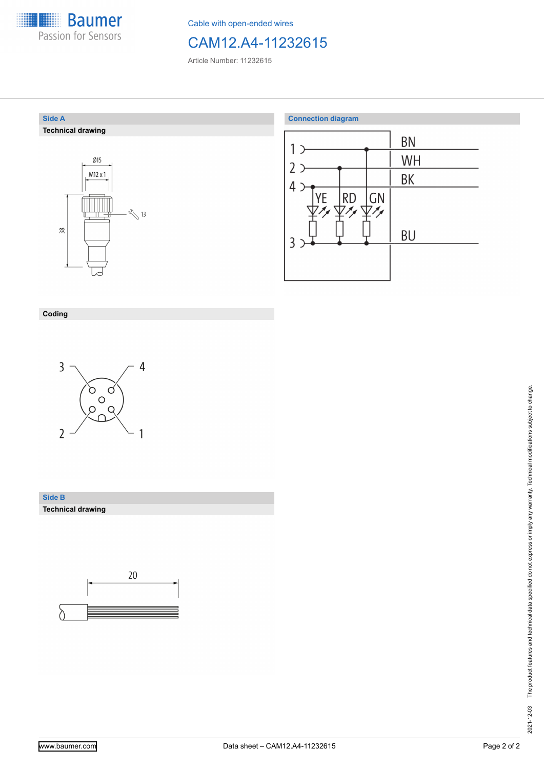Cable with open-ended wires

# CAM12.A4-11232615

Article Number: 11232615

## Side A

### Technical drawing

Ø15

M12 x 1

13

38

## Connection diagram

1 BN
2 WH
4 BK
YE RD GN
3 BU

### Coding

3 4
2 1

## Side B

### Technical drawing

20

2021-12-03 The product features and technical data specified do not express or imply any warranty. Technical modifications subject to change.